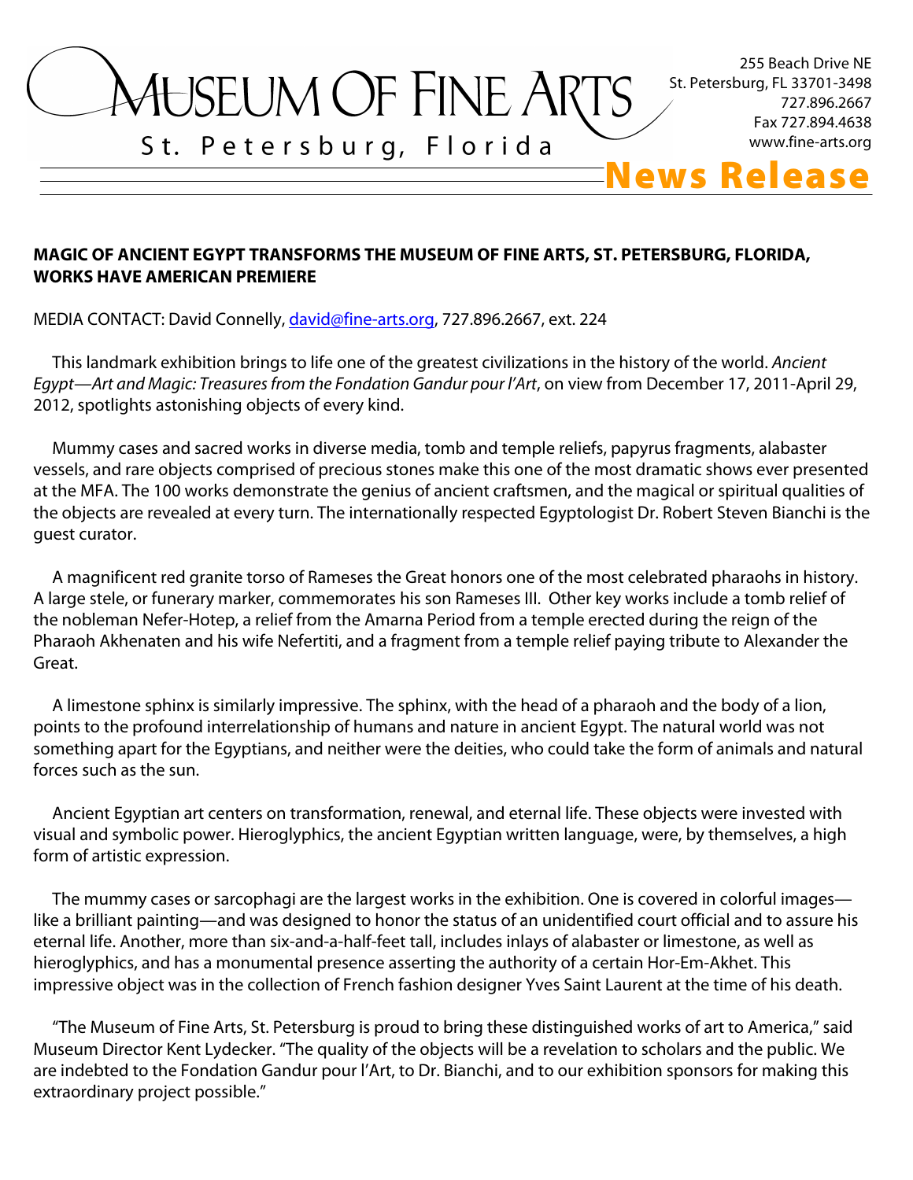# MUSEUM OF FINE ARTS

St. Petersburg, Florida

255 Beach Drive NE
St. Petersburg, FL 33701-3498
727.896.2667
Fax 727.894.4638
www.fine-arts.org

**News Release**

**MAGIC OF ANCIENT EGYPT TRANSFORMS THE MUSEUM OF FINE ARTS, ST. PETERSBURG, FLORIDA, WORKS HAVE AMERICAN PREMIERE**

MEDIA CONTACT: David Connelly, david@fine-arts.org, 727.896.2667, ext. 224

This landmark exhibition brings to life one of the greatest civilizations in the history of the world. *Ancient Egypt—Art and Magic: Treasures from the Fondation Gandur pour l'Art*, on view from December 17, 2011-April 29, 2012, spotlights astonishing objects of every kind.

Mummy cases and sacred works in diverse media, tomb and temple reliefs, papyrus fragments, alabaster vessels, and rare objects comprised of precious stones make this one of the most dramatic shows ever presented at the MFA. The 100 works demonstrate the genius of ancient craftsmen, and the magical or spiritual qualities of the objects are revealed at every turn. The internationally respected Egyptologist Dr. Robert Steven Bianchi is the guest curator.

A magnificent red granite torso of Rameses the Great honors one of the most celebrated pharaohs in history. A large stele, or funerary marker, commemorates his son Rameses III. Other key works include a tomb relief of the nobleman Nefer-Hotep, a relief from the Amarna Period from a temple erected during the reign of the Pharaoh Akhenaten and his wife Nefertiti, and a fragment from a temple relief paying tribute to Alexander the Great.

A limestone sphinx is similarly impressive. The sphinx, with the head of a pharaoh and the body of a lion, points to the profound interrelationship of humans and nature in ancient Egypt. The natural world was not something apart for the Egyptians, and neither were the deities, who could take the form of animals and natural forces such as the sun.

Ancient Egyptian art centers on transformation, renewal, and eternal life. These objects were invested with visual and symbolic power. Hieroglyphics, the ancient Egyptian written language, were, by themselves, a high form of artistic expression.

The mummy cases or sarcophagi are the largest works in the exhibition. One is covered in colorful images—like a brilliant painting—and was designed to honor the status of an unidentified court official and to assure his eternal life. Another, more than six-and-a-half-feet tall, includes inlays of alabaster or limestone, as well as hieroglyphics, and has a monumental presence asserting the authority of a certain Hor-Em-Akhet. This impressive object was in the collection of French fashion designer Yves Saint Laurent at the time of his death.

"The Museum of Fine Arts, St. Petersburg is proud to bring these distinguished works of art to America," said Museum Director Kent Lydecker. "The quality of the objects will be a revelation to scholars and the public. We are indebted to the Fondation Gandur pour l'Art, to Dr. Bianchi, and to our exhibition sponsors for making this extraordinary project possible."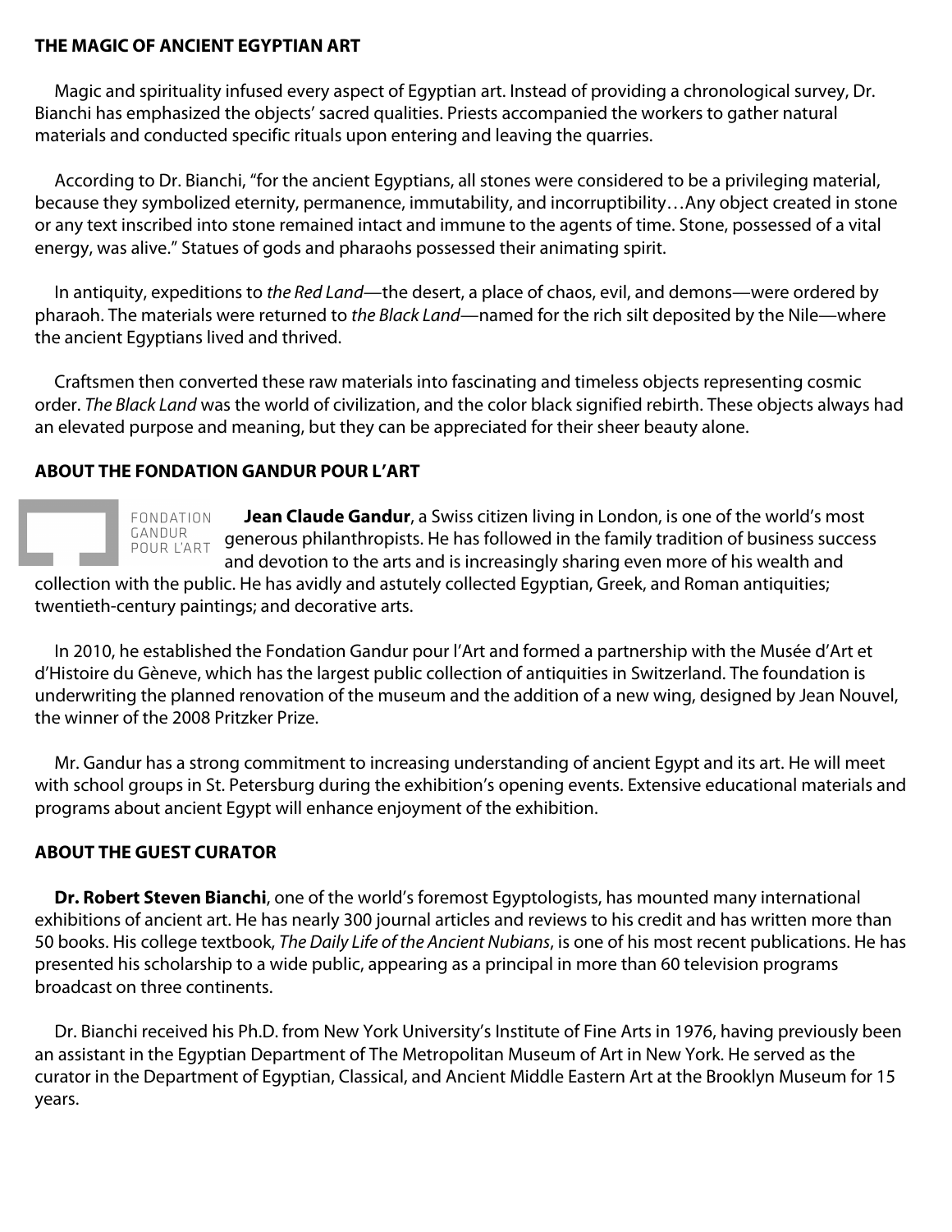## THE MAGIC OF ANCIENT EGYPTIAN ART

Magic and spirituality infused every aspect of Egyptian art. Instead of providing a chronological survey, Dr. Bianchi has emphasized the objects' sacred qualities. Priests accompanied the workers to gather natural materials and conducted specific rituals upon entering and leaving the quarries.

According to Dr. Bianchi, "for the ancient Egyptians, all stones were considered to be a privileging material, because they symbolized eternity, permanence, immutability, and incorruptibility…Any object created in stone or any text inscribed into stone remained intact and immune to the agents of time. Stone, possessed of a vital energy, was alive." Statues of gods and pharaohs possessed their animating spirit.

In antiquity, expeditions to *the Red Land*—the desert, a place of chaos, evil, and demons—were ordered by pharaoh. The materials were returned to *the Black Land*—named for the rich silt deposited by the Nile—where the ancient Egyptians lived and thrived.

Craftsmen then converted these raw materials into fascinating and timeless objects representing cosmic order. *The Black Land* was the world of civilization, and the color black signified rebirth. These objects always had an elevated purpose and meaning, but they can be appreciated for their sheer beauty alone.

## ABOUT THE FONDATION GANDUR POUR L'ART

FONDATION GANDUR POUR L'ART

**Jean Claude Gandur**, a Swiss citizen living in London, is one of the world's most generous philanthropists. He has followed in the family tradition of business success and devotion to the arts and is increasingly sharing even more of his wealth and collection with the public. He has avidly and astutely collected Egyptian, Greek, and Roman antiquities; twentieth-century paintings; and decorative arts.

In 2010, he established the Fondation Gandur pour l'Art and formed a partnership with the Musée d'Art et d'Histoire du Gèneve, which has the largest public collection of antiquities in Switzerland. The foundation is underwriting the planned renovation of the museum and the addition of a new wing, designed by Jean Nouvel, the winner of the 2008 Pritzker Prize.

Mr. Gandur has a strong commitment to increasing understanding of ancient Egypt and its art. He will meet with school groups in St. Petersburg during the exhibition's opening events. Extensive educational materials and programs about ancient Egypt will enhance enjoyment of the exhibition.

## ABOUT THE GUEST CURATOR

**Dr. Robert Steven Bianchi**, one of the world's foremost Egyptologists, has mounted many international exhibitions of ancient art. He has nearly 300 journal articles and reviews to his credit and has written more than 50 books. His college textbook, *The Daily Life of the Ancient Nubians*, is one of his most recent publications. He has presented his scholarship to a wide public, appearing as a principal in more than 60 television programs broadcast on three continents.

Dr. Bianchi received his Ph.D. from New York University's Institute of Fine Arts in 1976, having previously been an assistant in the Egyptian Department of The Metropolitan Museum of Art in New York. He served as the curator in the Department of Egyptian, Classical, and Ancient Middle Eastern Art at the Brooklyn Museum for 15 years.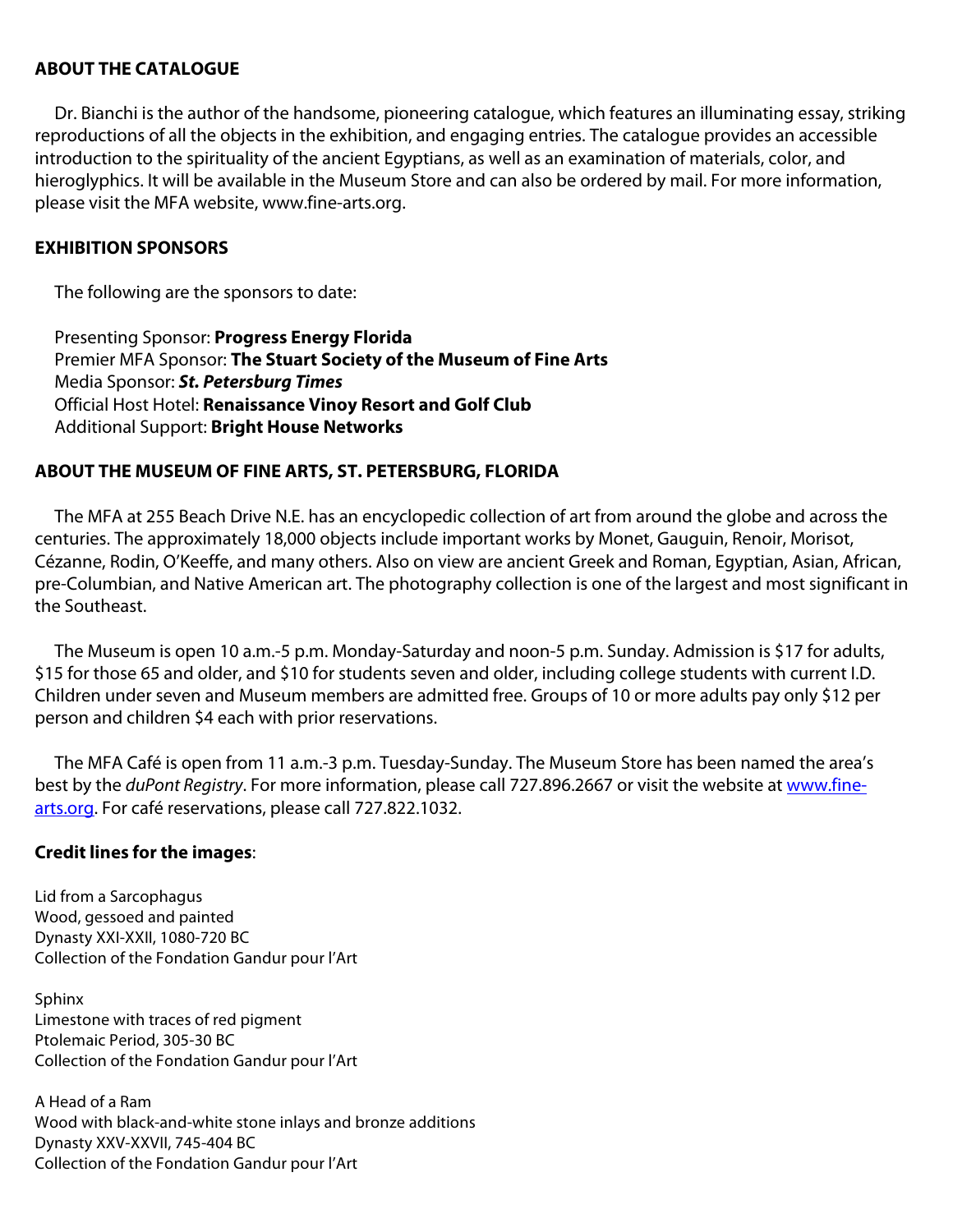**ABOUT THE CATALOGUE**

Dr. Bianchi is the author of the handsome, pioneering catalogue, which features an illuminating essay, striking reproductions of all the objects in the exhibition, and engaging entries. The catalogue provides an accessible introduction to the spirituality of the ancient Egyptians, as well as an examination of materials, color, and hieroglyphics. It will be available in the Museum Store and can also be ordered by mail. For more information, please visit the MFA website, www.fine-arts.org.

**EXHIBITION SPONSORS**

The following are the sponsors to date:

Presenting Sponsor: **Progress Energy Florida**
Premier MFA Sponsor: **The Stuart Society of the Museum of Fine Arts**
Media Sponsor: ***St. Petersburg Times***
Official Host Hotel: **Renaissance Vinoy Resort and Golf Club**
Additional Support: **Bright House Networks**

**ABOUT THE MUSEUM OF FINE ARTS, ST. PETERSBURG, FLORIDA**

The MFA at 255 Beach Drive N.E. has an encyclopedic collection of art from around the globe and across the centuries. The approximately 18,000 objects include important works by Monet, Gauguin, Renoir, Morisot, Cézanne, Rodin, O'Keeffe, and many others. Also on view are ancient Greek and Roman, Egyptian, Asian, African, pre-Columbian, and Native American art. The photography collection is one of the largest and most significant in the Southeast.

The Museum is open 10 a.m.-5 p.m. Monday-Saturday and noon-5 p.m. Sunday. Admission is $17 for adults, $15 for those 65 and older, and $10 for students seven and older, including college students with current I.D. Children under seven and Museum members are admitted free. Groups of 10 or more adults pay only $12 per person and children $4 each with prior reservations.

The MFA Café is open from 11 a.m.-3 p.m. Tuesday-Sunday. The Museum Store has been named the area's best by the *duPont Registry*. For more information, please call 727.896.2667 or visit the website at [www.fine-arts.org](http://www.fine-arts.org). For café reservations, please call 727.822.1032.

**Credit lines for the images**:

Lid from a Sarcophagus
Wood, gessoed and painted
Dynasty XXI-XXII, 1080-720 BC
Collection of the Fondation Gandur pour l'Art

Sphinx
Limestone with traces of red pigment
Ptolemaic Period, 305-30 BC
Collection of the Fondation Gandur pour l'Art

A Head of a Ram
Wood with black-and-white stone inlays and bronze additions
Dynasty XXV-XXVII, 745-404 BC
Collection of the Fondation Gandur pour l'Art